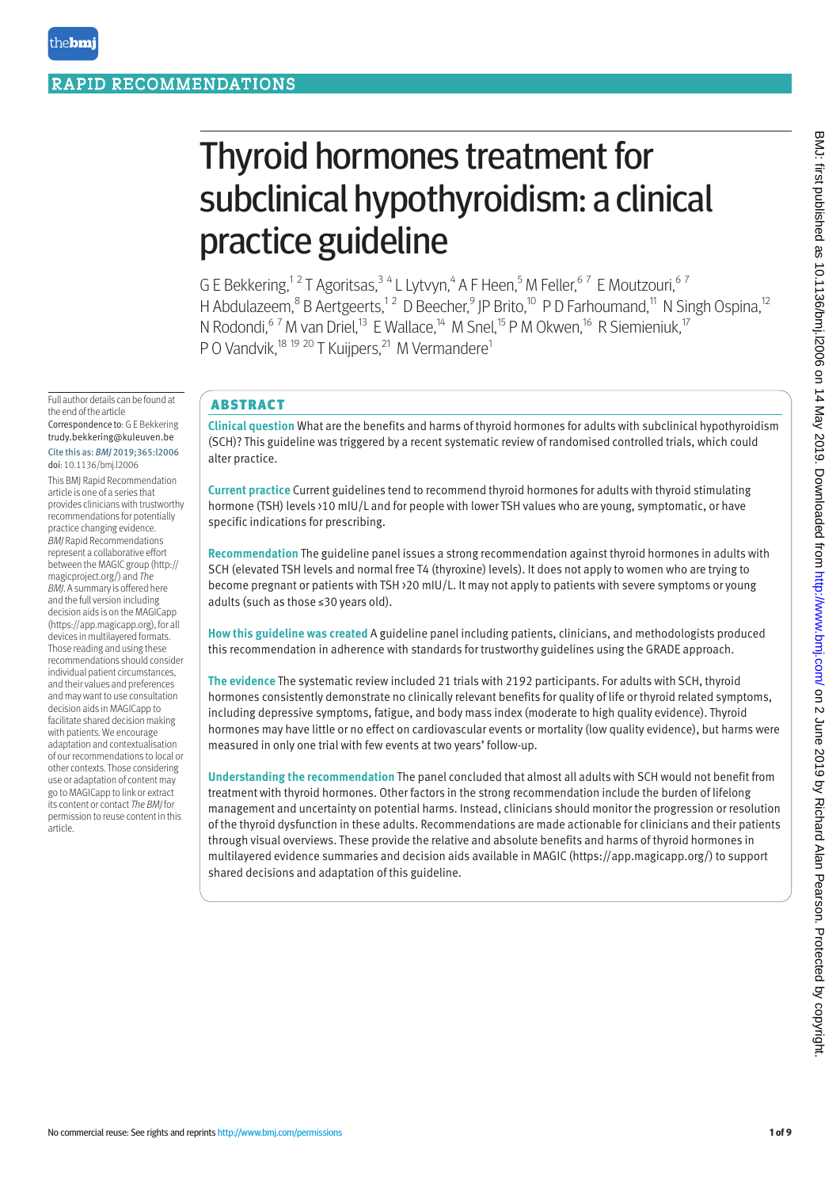RAPID RECOMMENDATIONS

# Thyroid hormones treatment for subclinical hypothyroidism: a clinical practice guideline

G E Bekkering,[1 2] T Agoritsas,[3 4] L Lytvyn,[4] A F Heen,[5] M Feller,[6 7] E Moutzouri,[6 7] H Abdulazeem,[8] B Aertgeerts,[1 2] D Beecher,[9] JP Brito,[10] P D Farhoumand,[11] N Singh Ospina,[12] N Rodondi,[6 7] M van Driel,[13] E Wallace,[14] M Snel,[15] P M Okwen,[16] R Siemieniuk,[17] P O Vandvik,[18 19 20] T Kuijpers,[21] M Vermandere[1]

Full author details can be found at the end of the article

Correspondence to: G E Bekkering trudy.bekkering@kuleuven.be

Cite this as: *BMJ* 2019;365:l2006

doi: 10.1136/bmj.l2006

This BMJ Rapid Recommendation article is one of a series that provides clinicians with trustworthy recommendations for potentially practice changing evidence. *BMJ* Rapid Recommendations represent a collaborative effort between the MAGIC group (http://magicproject.org/) and *The BMJ*. A summary is offered here and the full version including decision aids is on the MAGICapp (https://app.magicapp.org), for all devices in multilayered formats. Those reading and using these recommendations should consider individual patient circumstances, and their values and preferences and may want to use consultation decision aids in MAGICapp to facilitate shared decision making with patients. We encourage adaptation and contextualisation of our recommendations to local or other contexts. Those considering use or adaptation of content may go to MAGICapp to link or extract its content or contact *The BMJ* for permission to reuse content in this article.

## ABSTRACT

**Clinical question** What are the benefits and harms of thyroid hormones for adults with subclinical hypothyroidism (SCH)? This guideline was triggered by a recent systematic review of randomised controlled trials, which could alter practice.

**Current practice** Current guidelines tend to recommend thyroid hormones for adults with thyroid stimulating hormone (TSH) levels >10 mIU/L and for people with lower TSH values who are young, symptomatic, or have specific indications for prescribing.

**Recommendation** The guideline panel issues a strong recommendation against thyroid hormones in adults with SCH (elevated TSH levels and normal free T4 (thyroxine) levels). It does not apply to women who are trying to become pregnant or patients with TSH >20 mIU/L. It may not apply to patients with severe symptoms or young adults (such as those ≤30 years old).

**How this guideline was created** A guideline panel including patients, clinicians, and methodologists produced this recommendation in adherence with standards for trustworthy guidelines using the GRADE approach.

**The evidence** The systematic review included 21 trials with 2192 participants. For adults with SCH, thyroid hormones consistently demonstrate no clinically relevant benefits for quality of life or thyroid related symptoms, including depressive symptoms, fatigue, and body mass index (moderate to high quality evidence). Thyroid hormones may have little or no effect on cardiovascular events or mortality (low quality evidence), but harms were measured in only one trial with few events at two years' follow-up.

**Understanding the recommendation** The panel concluded that almost all adults with SCH would not benefit from treatment with thyroid hormones. Other factors in the strong recommendation include the burden of lifelong management and uncertainty on potential harms. Instead, clinicians should monitor the progression or resolution of the thyroid dysfunction in these adults. Recommendations are made actionable for clinicians and their patients through visual overviews. These provide the relative and absolute benefits and harms of thyroid hormones in multilayered evidence summaries and decision aids available in MAGIC (https://app.magicapp.org/) to support shared decisions and adaptation of this guideline.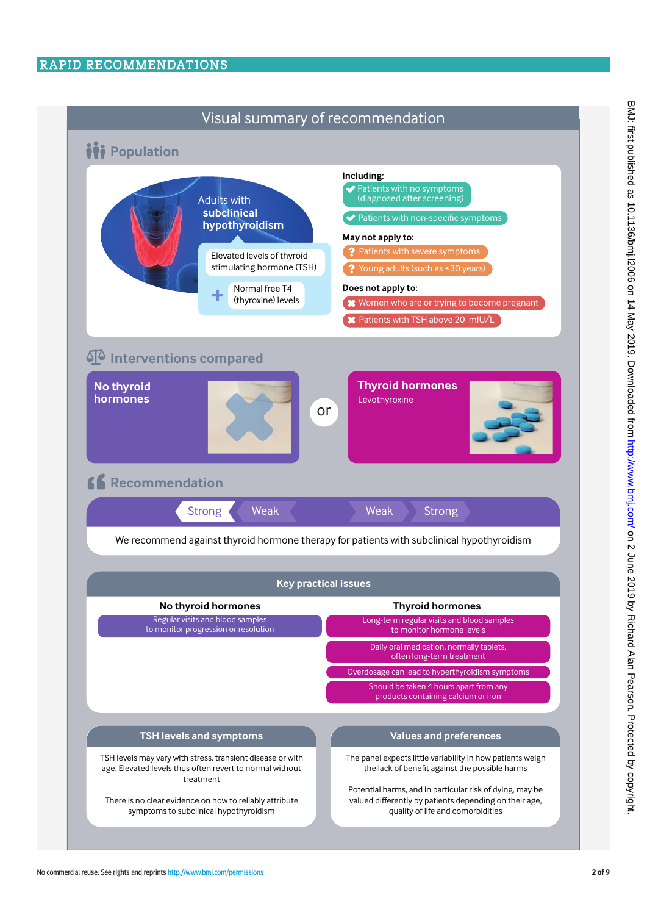# Visual summary of recommendation

## Population

**Adults with subclinical hypothyroidism**

- Elevated levels of thyroid stimulating hormone (TSH)
- + Normal free T4 (thyroxine) levels

**Including:**

- ✔ Patients with no symptoms (diagnosed after screening)
- ✔ Patients with non-specific symptoms

**May not apply to:**

- ? Patients with severe symptoms
- ? Young adults (such as <30 years)

**Does not apply to:**

- ✖ Women who are or trying to become pregnant
- ✖ Patients with TSH above 20 mIU/L

## Interventions compared

**No thyroid hormones**

or

**Thyroid hormones**
Levothyroxine

## Recommendation

Strong | Weak | Weak | Strong

We recommend against thyroid hormone therapy for patients with subclinical hypothyroidism

## Key practical issues

| No thyroid hormones | Thyroid hormones |
|---|---|
| Regular visits and blood samples to monitor progression or resolution | Long-term regular visits and blood samples to monitor hormone levels |
| | Daily oral medication, normally tablets, often long-term treatment |
| | Overdosage can lead to hyperthyroidism symptoms |
| | Should be taken 4 hours apart from any products containing calcium or iron |

## TSH levels and symptoms

TSH levels may vary with stress, transient disease or with age. Elevated levels thus often revert to normal without treatment

There is no clear evidence on how to reliably attribute symptoms to subclinical hypothyroidism

## Values and preferences

The panel expects little variability in how patients weigh the lack of benefit against the possible harms

Potential harms, and in particular risk of dying, may be valued differently by patients depending on their age, quality of life and comorbidities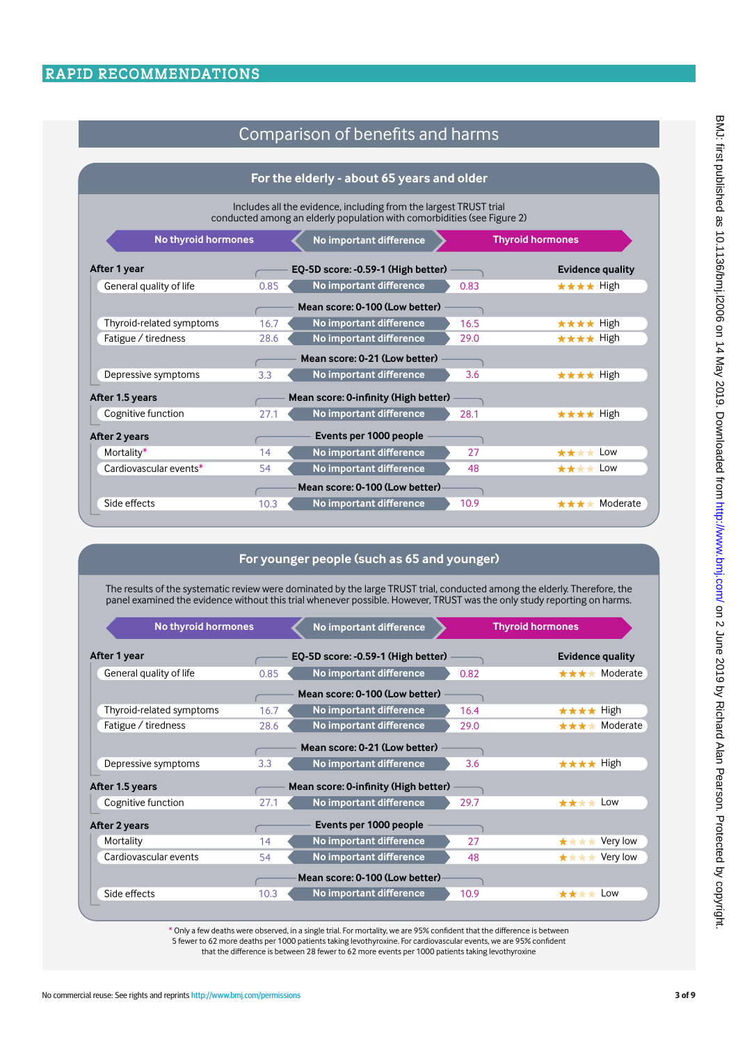## Comparison of benefits and harms

### For the elderly - about 65 years and older

Includes all the evidence, including from the largest TRUST trial conducted among an elderly population with comorbidities (see Figure 2)

| Outcome | No thyroid hormones | | Thyroid hormones | Evidence quality |
|---|---|---|---|---|
| **After 1 year** | | **EQ-5D score: -0.59-1 (High better)** | | |
| General quality of life | 0.85 | No important difference | 0.83 | ★★★★ High |
| | | **Mean score: 0-100 (Low better)** | | |
| Thyroid-related symptoms | 16.7 | No important difference | 16.5 | ★★★★ High |
| Fatigue / tiredness | 28.6 | No important difference | 29.0 | ★★★★ High |
| | | **Mean score: 0-21 (Low better)** | | |
| Depressive symptoms | 3.3 | No important difference | 3.6 | ★★★★ High |
| **After 1.5 years** | | **Mean score: 0-infinity (High better)** | | |
| Cognitive function | 27.1 | No important difference | 28.1 | ★★★★ High |
| **After 2 years** | | **Events per 1000 people** | | |
| Mortality* | 14 | No important difference | 27 | ★★ Low |
| Cardiovascular events* | 54 | No important difference | 48 | ★★ Low |
| | | **Mean score: 0-100 (Low better)** | | |
| Side effects | 10.3 | No important difference | 10.9 | ★★★ Moderate |

### For younger people (such as 65 and younger)

The results of the systematic review were dominated by the large TRUST trial, conducted among the elderly. Therefore, the panel examined the evidence without this trial whenever possible. However, TRUST was the only study reporting on harms.

| Outcome | No thyroid hormones | | Thyroid hormones | Evidence quality |
|---|---|---|---|---|
| **After 1 year** | | **EQ-5D score: -0.59-1 (High better)** | | |
| General quality of life | 0.85 | No important difference | 0.82 | ★★★ Moderate |
| | | **Mean score: 0-100 (Low better)** | | |
| Thyroid-related symptoms | 16.7 | No important difference | 16.4 | ★★★★ High |
| Fatigue / tiredness | 28.6 | No important difference | 29.0 | ★★★ Moderate |
| | | **Mean score: 0-21 (Low better)** | | |
| Depressive symptoms | 3.3 | No important difference | 3.6 | ★★★★ High |
| **After 1.5 years** | | **Mean score: 0-infinity (High better)** | | |
| Cognitive function | 27.1 | No important difference | 29.7 | ★★ Low |
| **After 2 years** | | **Events per 1000 people** | | |
| Mortality | 14 | No important difference | 27 | ★ Very low |
| Cardiovascular events | 54 | No important difference | 48 | ★ Very low |
| | | **Mean score: 0-100 (Low better)** | | |
| Side effects | 10.3 | No important difference | 10.9 | ★★ Low |

\* Only a few deaths were observed, in a single trial. For mortality, we are 95% confident that the difference is between 5 fewer to 62 more deaths per 1000 patients taking levothyroxine. For cardiovascular events, we are 95% confident that the difference is between 28 fewer to 62 more events per 1000 patients taking levothyroxine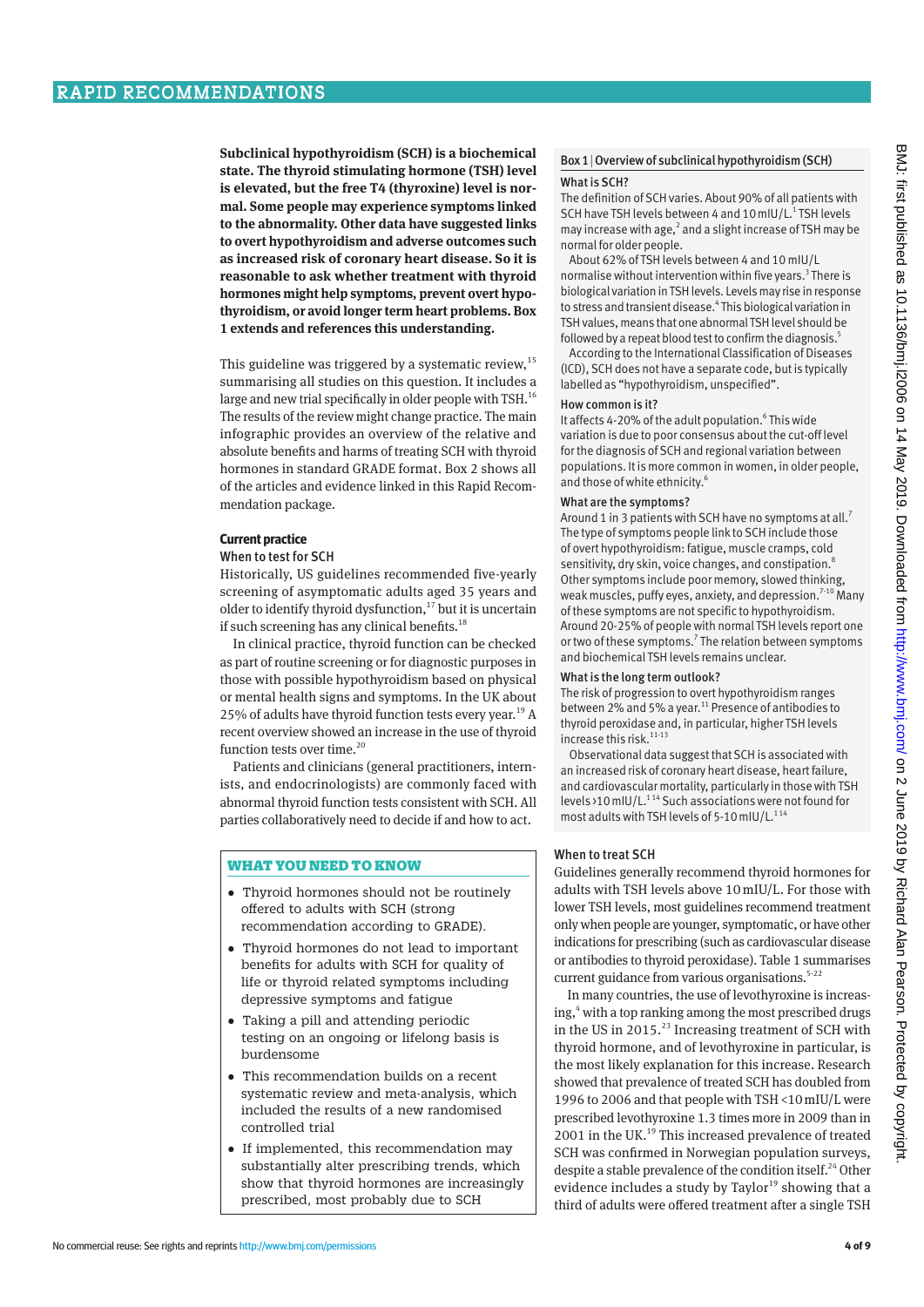**Subclinical hypothyroidism (SCH) is a biochemical state. The thyroid stimulating hormone (TSH) level is elevated, but the free T4 (thyroxine) level is normal. Some people may experience symptoms linked to the abnormality. Other data have suggested links to overt hypothyroidism and adverse outcomes such as increased risk of coronary heart disease. So it is reasonable to ask whether treatment with thyroid hormones might help symptoms, prevent overt hypothyroidism, or avoid longer term heart problems. Box 1 extends and references this understanding.**

This guideline was triggered by a systematic review,[15] summarising all studies on this question. It includes a large and new trial specifically in older people with TSH.[16] The results of the review might change practice. The main infographic provides an overview of the relative and absolute benefits and harms of treating SCH with thyroid hormones in standard GRADE format. Box 2 shows all of the articles and evidence linked in this Rapid Recommendation package.

### Current practice

#### When to test for SCH

Historically, US guidelines recommended five-yearly screening of asymptomatic adults aged 35 years and older to identify thyroid dysfunction,[17] but it is uncertain if such screening has any clinical benefits.[18]

In clinical practice, thyroid function can be checked as part of routine screening or for diagnostic purposes in those with possible hypothyroidism based on physical or mental health signs and symptoms. In the UK about 25% of adults have thyroid function tests every year.[19] A recent overview showed an increase in the use of thyroid function tests over time.[20]

Patients and clinicians (general practitioners, internists, and endocrinologists) are commonly faced with abnormal thyroid function tests consistent with SCH. All parties collaboratively need to decide if and how to act.

### WHAT YOU NEED TO KNOW

- Thyroid hormones should not be routinely offered to adults with SCH (strong recommendation according to GRADE).
- Thyroid hormones do not lead to important benefits for adults with SCH for quality of life or thyroid related symptoms including depressive symptoms and fatigue
- Taking a pill and attending periodic testing on an ongoing or lifelong basis is burdensome
- This recommendation builds on a recent systematic review and meta-analysis, which included the results of a new randomised controlled trial
- If implemented, this recommendation may substantially alter prescribing trends, which show that thyroid hormones are increasingly prescribed, most probably due to SCH

### Box 1 | Overview of subclinical hypothyroidism (SCH)

#### What is SCH?

The definition of SCH varies. About 90% of all patients with SCH have TSH levels between 4 and 10 mIU/L.[1] TSH levels may increase with age,[2] and a slight increase of TSH may be normal for older people.

About 62% of TSH levels between 4 and 10 mIU/L normalise without intervention within five years.[3] There is biological variation in TSH levels. Levels may rise in response to stress and transient disease.[4] This biological variation in TSH values, means that one abnormal TSH level should be followed by a repeat blood test to confirm the diagnosis.[5]

According to the International Classification of Diseases (ICD), SCH does not have a separate code, but is typically labelled as "hypothyroidism, unspecified".

#### How common is it?

It affects 4-20% of the adult population.[6] This wide variation is due to poor consensus about the cut-off level for the diagnosis of SCH and regional variation between populations. It is more common in women, in older people, and those of white ethnicity.[6]

#### What are the symptoms?

Around 1 in 3 patients with SCH have no symptoms at all.[7] The type of symptoms people link to SCH include those of overt hypothyroidism: fatigue, muscle cramps, cold sensitivity, dry skin, voice changes, and constipation.[8] Other symptoms include poor memory, slowed thinking, weak muscles, puffy eyes, anxiety, and depression.[7-10] Many of these symptoms are not specific to hypothyroidism. Around 20-25% of people with normal TSH levels report one or two of these symptoms.[7] The relation between symptoms and biochemical TSH levels remains unclear.

#### What is the long term outlook?

The risk of progression to overt hypothyroidism ranges between 2% and 5% a year.[11] Presence of antibodies to thyroid peroxidase and, in particular, higher TSH levels increase this risk.[11-13]

Observational data suggest that SCH is associated with an increased risk of coronary heart disease, heart failure, and cardiovascular mortality, particularly in those with TSH levels >10 mIU/L.[1,14] Such associations were not found for most adults with TSH levels of 5-10 mIU/L.[1,14]

#### When to treat SCH

Guidelines generally recommend thyroid hormones for adults with TSH levels above 10 mIU/L. For those with lower TSH levels, most guidelines recommend treatment only when people are younger, symptomatic, or have other indications for prescribing (such as cardiovascular disease or antibodies to thyroid peroxidase). Table 1 summarises current guidance from various organisations.[5-22]

In many countries, the use of levothyroxine is increasing,[4] with a top ranking among the most prescribed drugs in the US in 2015.[23] Increasing treatment of SCH with thyroid hormone, and of levothyroxine in particular, is the most likely explanation for this increase. Research showed that prevalence of treated SCH has doubled from 1996 to 2006 and that people with TSH <10 mIU/L were prescribed levothyroxine 1.3 times more in 2009 than in 2001 in the UK.[19] This increased prevalence of treated SCH was confirmed in Norwegian population surveys, despite a stable prevalence of the condition itself.[24] Other evidence includes a study by Taylor[19] showing that a third of adults were offered treatment after a single TSH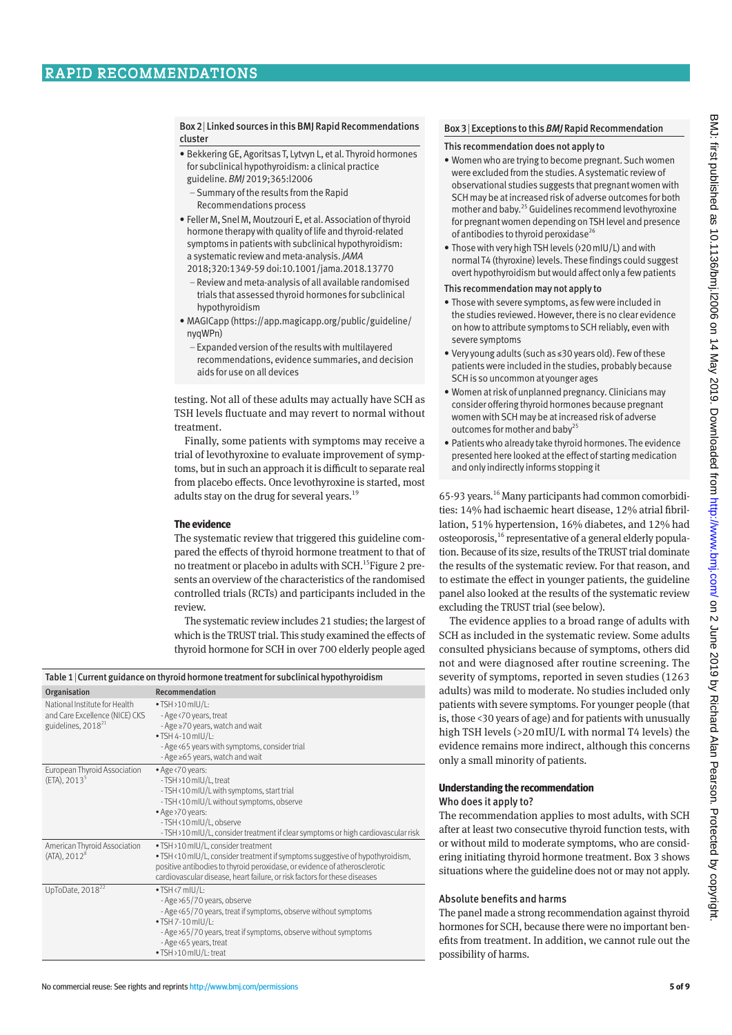**Box 2 | Linked sources in this BMJ Rapid Recommendations cluster**

- Bekkering GE, Agoritsas T, Lytvyn L, et al. Thyroid hormones for subclinical hypothyroidism: a clinical practice guideline. *BMJ* 2019;365:l2006
  - Summary of the results from the Rapid Recommendations process
- Feller M, Snel M, Moutzouri E, et al. Association of thyroid hormone therapy with quality of life and thyroid-related symptoms in patients with subclinical hypothyroidism: a systematic review and meta-analysis. *JAMA* 2018;320:1349-59 doi:10.1001/jama.2018.13770
  - Review and meta-analysis of all available randomised trials that assessed thyroid hormones for subclinical hypothyroidism
- MAGICapp (https://app.magicapp.org/public/guideline/nyqWPn)
  - Expanded version of the results with multilayered recommendations, evidence summaries, and decision aids for use on all devices

testing. Not all of these adults may actually have SCH as TSH levels fluctuate and may revert to normal without treatment.

Finally, some patients with symptoms may receive a trial of levothyroxine to evaluate improvement of symptoms, but in such an approach it is difficult to separate real from placebo effects. Once levothyroxine is started, most adults stay on the drug for several years.[19]

### The evidence

The systematic review that triggered this guideline compared the effects of thyroid hormone treatment to that of no treatment or placebo in adults with SCH.[15] Figure 2 presents an overview of the characteristics of the randomised controlled trials (RCTs) and participants included in the review.

The systematic review includes 21 studies; the largest of which is the TRUST trial. This study examined the effects of thyroid hormone for SCH in over 700 elderly people aged 65-93 years.[16] Many participants had common comorbidities: 14% had ischaemic heart disease, 12% atrial fibrillation, 51% hypertension, 16% diabetes, and 12% had osteoporosis,[16] representative of a general elderly population. Because of its size, results of the TRUST trial dominate the results of the systematic review. For that reason, and to estimate the effect in younger patients, the guideline panel also looked at the results of the systematic review excluding the TRUST trial (see below).

The evidence applies to a broad range of adults with SCH as included in the systematic review. Some adults consulted physicians because of symptoms, others did not and were diagnosed after routine screening. The severity of symptoms, reported in seven studies (1263 adults) was mild to moderate. No studies included only patients with severe symptoms. For younger people (that is, those <30 years of age) and for patients with unusually high TSH levels (>20 mIU/L with normal T4 levels) the evidence remains more indirect, although this concerns only a small minority of patients.

**Table 1 | Current guidance on thyroid hormone treatment for subclinical hypothyroidism**

| Organisation | Recommendation |
|---|---|
| National Institute for Health and Care Excellence (NICE) CKS guidelines, 2018[21] | • TSH >10 mIU/L:<br>- Age <70 years, treat<br>- Age ≥70 years, watch and wait<br>• TSH 4-10 mIU/L:<br>- Age <65 years with symptoms, consider trial<br>- Age ≥65 years, watch and wait |
| European Thyroid Association (ETA), 2013[5] | • Age <70 years:<br>- TSH >10 mIU/L, treat<br>- TSH <10 mIU/L with symptoms, start trial<br>- TSH <10 mIU/L without symptoms, observe<br>• Age >70 years:<br>- TSH <10 mIU/L, observe<br>- TSH >10 mIU/L, consider treatment if clear symptoms or high cardiovascular risk |
| American Thyroid Association (ATA), 2012[8] | • TSH >10 mIU/L, consider treatment<br>• TSH <10 mIU/L, consider treatment if symptoms suggestive of hypothyroidism, positive antibodies to thyroid peroxidase, or evidence of atherosclerotic cardiovascular disease, heart failure, or risk factors for these diseases |
| UpToDate, 2018[22] | • TSH <7 mIU/L:<br>- Age >65/70 years, observe<br>- Age <65/70 years, treat if symptoms, observe without symptoms<br>• TSH 7-10 mIU/L:<br>- Age >65/70 years, treat if symptoms, observe without symptoms<br>- Age <65 years, treat<br>• TSH >10 mIU/L: treat |

**Box 3 | Exceptions to this *BMJ* Rapid Recommendation**

**This recommendation does not apply to**

- Women who are trying to become pregnant. Such women were excluded from the studies. A systematic review of observational studies suggests that pregnant women with SCH may be at increased risk of adverse outcomes for both mother and baby.[25] Guidelines recommend levothyroxine for pregnant women depending on TSH level and presence of antibodies to thyroid peroxidase[26]
- Those with very high TSH levels (>20 mIU/L) and with normal T4 (thyroxine) levels. These findings could suggest overt hypothyroidism but would affect only a few patients

**This recommendation may not apply to**

- Those with severe symptoms, as few were included in the studies reviewed. However, there is no clear evidence on how to attribute symptoms to SCH reliably, even with severe symptoms
- Very young adults (such as ≤30 years old). Few of these patients were included in the studies, probably because SCH is so uncommon at younger ages
- Women at risk of unplanned pregnancy. Clinicians may consider offering thyroid hormones because pregnant women with SCH may be at increased risk of adverse outcomes for mother and baby[25]
- Patients who already take thyroid hormones. The evidence presented here looked at the effect of starting medication and only indirectly informs stopping it

### Understanding the recommendation

#### Who does it apply to?

The recommendation applies to most adults, with SCH after at least two consecutive thyroid function tests, with or without mild to moderate symptoms, who are considering initiating thyroid hormone treatment. Box 3 shows situations where the guideline does not or may not apply.

#### Absolute benefits and harms

The panel made a strong recommendation against thyroid hormones for SCH, because there were no important benefits from treatment. In addition, we cannot rule out the possibility of harms.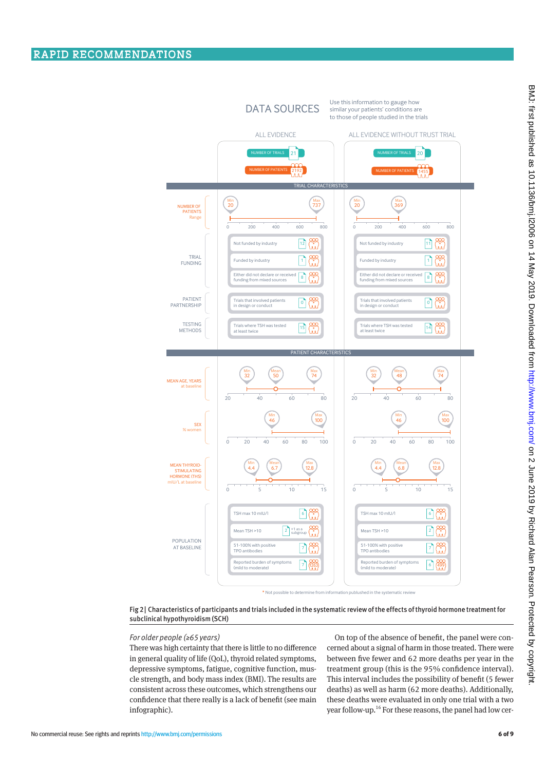## DATA SOURCES

Use this information to gauge how similar your patients' conditions are to those of people studied in the trials

| | ALL EVIDENCE | ALL EVIDENCE WITHOUT TRUST TRIAL |
|---|---|---|
| Number of trials | 21 | 20 |
| Number of patients | 2192 | 1455 |

**TRIAL CHARACTERISTICS**

| | ALL EVIDENCE | ALL EVIDENCE WITHOUT TRUST TRIAL |
|---|---|---|
| Number of patients (Range) | Min 20, Max 737 | Min 20, Max 369 |
| Trial funding: Not funded by industry | 12 | 11 |
| Trial funding: Funded by industry | 1 | 1 |
| Trial funding: Either did not declare or received funding from mixed sources | 8 | 8 |
| Patient partnership: Trials that involved patients in design or conduct | 0 | 0 |
| Testing methods: Trials where TSH was tested at least twice | 15 | 14 |

**PATIENT CHARACTERISTICS**

| | ALL EVIDENCE | ALL EVIDENCE WITHOUT TRUST TRIAL |
|---|---|---|
| Mean age, years at baseline | Min 32, Mean 50, Max 74 | Min 32, Mean 48, Max 74 |
| Sex % women | Min 46, Max 100 | Min 46, Max 100 |
| Mean thyroid-stimulating hormone (THS) mIU/L at baseline | Min 4.4, Mean 6.7, Max 12.8 | Min 4.4, Mean 6.8, Max 12.8 |
| Population at baseline: TSH max 10 mIU/l | 6 | 6 |
| Population at baseline: Mean TSH >10 | 2 (+1 as a subgroup) | 2 |
| Population at baseline: 51-100% with positive TPO antibodies | 7 | 7 |
| Population at baseline: Reported burden of symptoms (mild to moderate) | 7 (1263) | 6 (499) |

\* Not possible to determine from information published in the systematic review

**Fig 2| Characteristics of participants and trials included in the systematic review of the effects of thyroid hormone treatment for subclinical hypothyroidism (SCH)**

*For older people (≥65 years)*

There was high certainty that there is little to no difference in general quality of life (QoL), thyroid related symptoms, depressive symptoms, fatigue, cognitive function, muscle strength, and body mass index (BMI). The results are consistent across these outcomes, which strengthens our confidence that there really is a lack of benefit (see main infographic).

On top of the absence of benefit, the panel were concerned about a signal of harm in those treated. There were between five fewer and 62 more deaths per year in the treatment group (this is the 95% confidence interval). This interval includes the possibility of benefit (5 fewer deaths) as well as harm (62 more deaths). Additionally, these deaths were evaluated in only one trial with a two year follow-up.[16] For these reasons, the panel had low cer-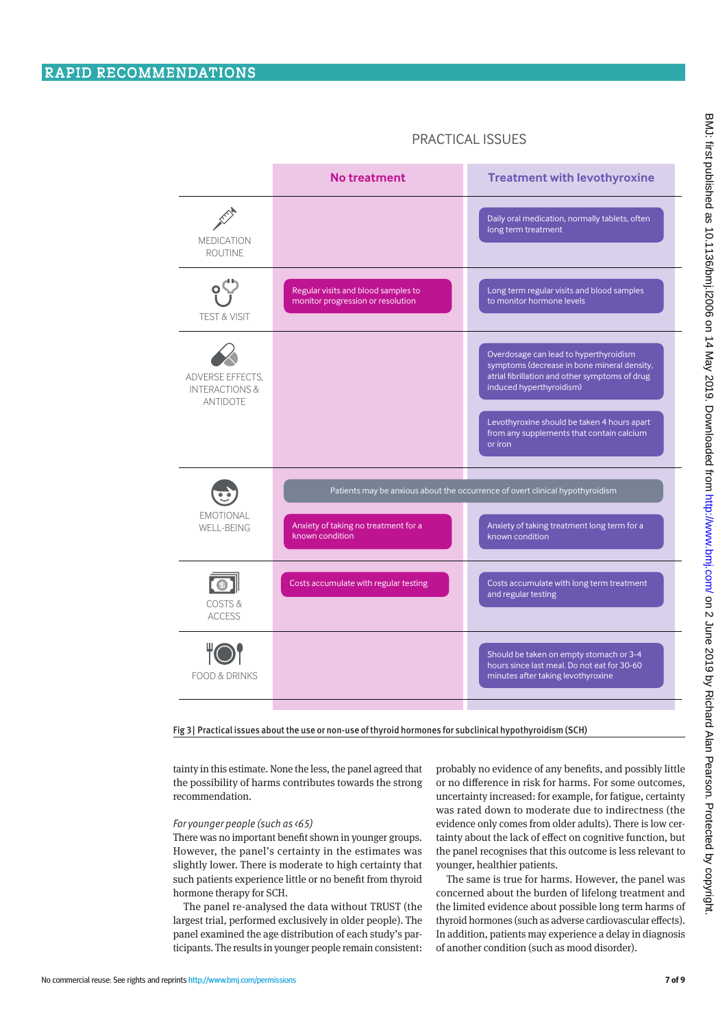## PRACTICAL ISSUES

| | No treatment | Treatment with levothyroxine |
|---|---|---|
| MEDICATION ROUTINE | | Daily oral medication, normally tablets, often long term treatment |
| TEST & VISIT | Regular visits and blood samples to monitor progression or resolution | Long term regular visits and blood samples to monitor hormone levels |
| ADVERSE EFFECTS, INTERACTIONS & ANTIDOTE | | Overdosage can lead to hyperthyroidism symptoms (decrease in bone mineral density, atrial fibrillation and other symptoms of drug induced hyperthyroidism)<br>Levothyroxine should be taken 4 hours apart from any supplements that contain calcium or iron |
| EMOTIONAL WELL-BEING | Patients may be anxious about the occurrence of overt clinical hypothyroidism<br>Anxiety of taking no treatment for a known condition | Patients may be anxious about the occurrence of overt clinical hypothyroidism<br>Anxiety of taking treatment long term for a known condition |
| COSTS & ACCESS | Costs accumulate with regular testing | Costs accumulate with long term treatment and regular testing |
| FOOD & DRINKS | | Should be taken on empty stomach or 3-4 hours since last meal. Do not eat for 30-60 minutes after taking levothyroxine |

Fig 3 | Practical issues about the use or non-use of thyroid hormones for subclinical hypothyroidism (SCH)

tainty in this estimate. None the less, the panel agreed that the possibility of harms contributes towards the strong recommendation.

*For younger people (such as <65)*

There was no important benefit shown in younger groups. However, the panel's certainty in the estimates was slightly lower. There is moderate to high certainty that such patients experience little or no benefit from thyroid hormone therapy for SCH.

The panel re-analysed the data without TRUST (the largest trial, performed exclusively in older people). The panel examined the age distribution of each study's participants. The results in younger people remain consistent: probably no evidence of any benefits, and possibly little or no difference in risk for harms. For some outcomes, uncertainty increased: for example, for fatigue, certainty was rated down to moderate due to indirectness (the evidence only comes from older adults). There is low certainty about the lack of effect on cognitive function, but the panel recognises that this outcome is less relevant to younger, healthier patients.

The same is true for harms. However, the panel was concerned about the burden of lifelong treatment and the limited evidence about possible long term harms of thyroid hormones (such as adverse cardiovascular effects). In addition, patients may experience a delay in diagnosis of another condition (such as mood disorder).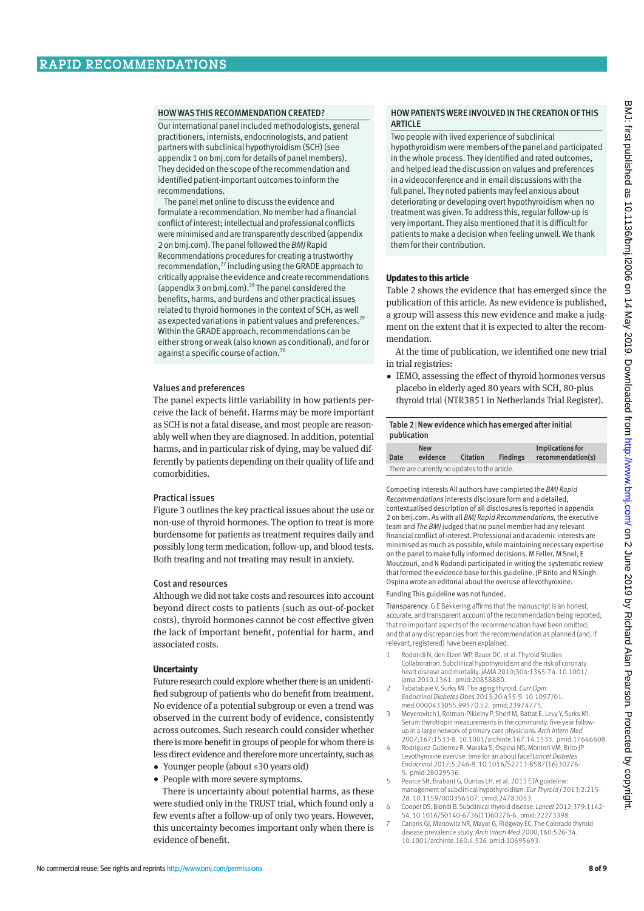## HOW WAS THIS RECOMMENDATION CREATED?

Our international panel included methodologists, general practitioners, internists, endocrinologists, and patient partners with subclinical hypothyroidism (SCH) (see appendix 1 on bmj.com for details of panel members). They decided on the scope of the recommendation and identified patient-important outcomes to inform the recommendations.

The panel met online to discuss the evidence and formulate a recommendation. No member had a financial conflict of interest; intellectual and professional conflicts were minimised and are transparently described (appendix 2 on bmj.com). The panel followed the *BMJ* Rapid Recommendations procedures for creating a trustworthy recommendation,[27] including using the GRADE approach to critically appraise the evidence and create recommendations (appendix 3 on bmj.com).[28] The panel considered the benefits, harms, and burdens and other practical issues related to thyroid hormones in the context of SCH, as well as expected variations in patient values and preferences.[29] Within the GRADE approach, recommendations can be either strong or weak (also known as conditional), and for or against a specific course of action.[30]

### Values and preferences

The panel expects little variability in how patients perceive the lack of benefit. Harms may be more important as SCH is not a fatal disease, and most people are reasonably well when they are diagnosed. In addition, potential harms, and in particular risk of dying, may be valued differently by patients depending on their quality of life and comorbidities.

### Practical issues

Figure 3 outlines the key practical issues about the use or non-use of thyroid hormones. The option to treat is more burdensome for patients as treatment requires daily and possibly long term medication, follow-up, and blood tests. Both treating and not treating may result in anxiety.

### Cost and resources

Although we did not take costs and resources into account beyond direct costs to patients (such as out-of-pocket costs), thyroid hormones cannot be cost effective given the lack of important benefit, potential for harm, and associated costs.

### Uncertainty

Future research could explore whether there is an unidentified subgroup of patients who do benefit from treatment. No evidence of a potential subgroup or even a trend was observed in the current body of evidence, consistently across outcomes. Such research could consider whether there is more benefit in groups of people for whom there is less direct evidence and therefore more uncertainty, such as

- Younger people (about ≤30 years old)
- People with more severe symptoms.

There is uncertainty about potential harms, as these were studied only in the TRUST trial, which found only a few events after a follow-up of only two years. However, this uncertainty becomes important only when there is evidence of benefit.

## HOW PATIENTS WERE INVOLVED IN THE CREATION OF THIS ARTICLE

Two people with lived experience of subclinical hypothyroidism were members of the panel and participated in the whole process. They identified and rated outcomes, and helped lead the discussion on values and preferences in a videoconference and in email discussions with the full panel. They noted patients may feel anxious about deteriorating or developing overt hypothyroidism when no treatment was given. To address this, regular follow-up is very important. They also mentioned that it is difficult for patients to make a decision when feeling unwell. We thank them for their contribution.

### Updates to this article

Table 2 shows the evidence that has emerged since the publication of this article. As new evidence is published, a group will assess this new evidence and make a judgment on the extent that it is expected to alter the recommendation.

At the time of publication, we identified one new trial in trial registries:

- IEMO, assessing the effect of thyroid hormones versus placebo in elderly aged 80 years with SCH, 80-plus thyroid trial (NTR3851 in Netherlands Trial Register).

**Table 2 | New evidence which has emerged after initial publication**

| Date | New evidence | Citation | Findings | Implications for recommendation(s) |
|---|---|---|---|---|
| There are currently no updates to the article. | | | | |

Competing interests All authors have completed the *BMJ Rapid Recommendations* interests disclosure form and a detailed, contextualised description of all disclosures is reported in appendix 2 on bmj.com. As with all *BMJ Rapid Recommendations*, the executive team and *The BMJ* judged that no panel member had any relevant financial conflict of interest. Professional and academic interests are minimised as much as possible, while maintaining necessary expertise on the panel to make fully informed decisions. M Feller, M Snel, E Moutzouri, and N Rodondi participated in writing the systematic review that formed the evidence base for this guideline. JP Brito and N Singh Ospina wrote an editorial about the overuse of levothyroxine.

Funding This guideline was not funded.

Transparency: G E Bekkering affirms that the manuscript is an honest, accurate, and transparent account of the recommendation being reported; that no important aspects of the recommendation have been omitted; and that any discrepancies from the recommendation as planned (and, if relevant, registered) have been explained.

1. Rodondi N, den Elzen WP, Bauer DC, et al. Thyroid Studies Collaboration. Subclinical hypothyroidism and the risk of coronary heart disease and mortality. *JAMA* 2010;304:1365-74. 10.1001/jama.2010.1361. pmid:20858880.
2. Tabatabaie V, Surks MI. The aging thyroid. *Curr Opin Endocrinol Diabetes Obes* 2013;20:455-9. 10.1097/01.med.0000433055.99570.52. pmid:23974775.
3. Meyerovitch J, Rotman-Pikielny P, Sherf M, Battat E, Levy Y, Surks MI. Serum thyrotropin measurements in the community: five-year follow-up in a large network of primary care physicians. *Arch Intern Med* 2007;167:1533-8. 10.1001/archinte.167.14.1533. pmid:17646608.
4. Rodriguez-Gutierrez R, Maraka S, Ospina NS, Montori VM, Brito JP. Levothyroxine overuse: time for an about face? *Lancet Diabetes Endocrinol* 2017;5:246-8. 10.1016/S2213-8587(16)30276-5. pmid:28029536.
5. Pearce SH, Brabant G, Duntas LH, et al. 2013 ETA guideline: management of subclinical hypothyroidism. *Eur Thyroid J* 2013;2:215-28. 10.1159/000356507. pmid:24783053.
6. Cooper DS, Biondi B. Subclinical thyroid disease. *Lancet* 2012;379:1142-54. 10.1016/S0140-6736(11)60276-6. pmid:22273398.
7. Canaris GJ, Manowitz NR, Mayor G, Ridgway EC. The Colorado thyroid disease prevalence study. *Arch Intern Med* 2000;160:526-34. 10.1001/archinte.160.4.526 pmid:10695693.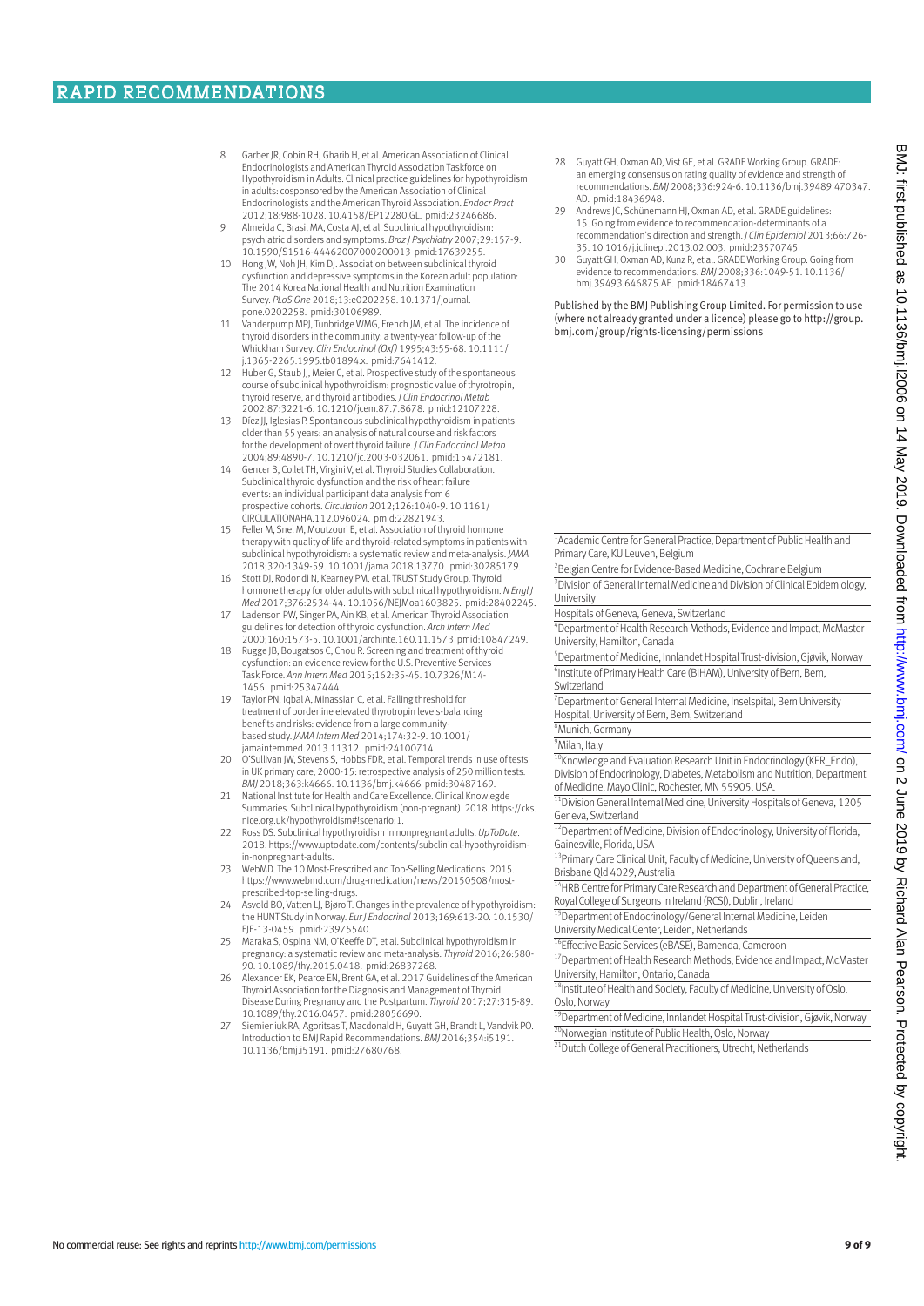8. Garber JR, Cobin RH, Gharib H, et al. American Association of Clinical Endocrinologists and American Thyroid Association Taskforce on Hypothyroidism in Adults. Clinical practice guidelines for hypothyroidism in adults: cosponsored by the American Association of Clinical Endocrinologists and the American Thyroid Association. *Endocr Pract* 2012;18:988-1028. 10.4158/EP12280.GL. pmid:23246686.
9. Almeida C, Brasil MA, Costa AJ, et al. Subclinical hypothyroidism: psychiatric disorders and symptoms. *Braz J Psychiatry* 2007;29:157-9. 10.1590/S1516-44462007000200013 pmid:17639255.
10. Hong JW, Noh JH, Kim DJ. Association between subclinical thyroid dysfunction and depressive symptoms in the Korean adult population: The 2014 Korea National Health and Nutrition Examination Survey. *PLoS One* 2018;13:e0202258. 10.1371/journal.pone.0202258. pmid:30106989.
11. Vanderpump MPJ, Tunbridge WMG, French JM, et al. The incidence of thyroid disorders in the community: a twenty-year follow-up of the Whickham Survey. *Clin Endocrinol (Oxf)* 1995;43:55-68. 10.1111/j.1365-2265.1995.tb01894.x. pmid:7641412.
12. Huber G, Staub JJ, Meier C, et al. Prospective study of the spontaneous course of subclinical hypothyroidism: prognostic value of thyrotropin, thyroid reserve, and thyroid antibodies. *J Clin Endocrinol Metab* 2002;87:3221-6. 10.1210/jcem.87.7.8678. pmid:12107228.
13. Díez JJ, Iglesias P. Spontaneous subclinical hypothyroidism in patients older than 55 years: an analysis of natural course and risk factors for the development of overt thyroid failure. *J Clin Endocrinol Metab* 2004;89:4890-7. 10.1210/jc.2003-032061. pmid:15472181.
14. Gencer B, Collet TH, Virgini V, et al. Thyroid Studies Collaboration. Subclinical thyroid dysfunction and the risk of heart failure events: an individual participant data analysis from 6 prospective cohorts. *Circulation* 2012;126:1040-9. 10.1161/CIRCULATIONAHA.112.096024. pmid:22821943.
15. Feller M, Snel M, Moutzouri E, et al. Association of thyroid hormone therapy with quality of life and thyroid-related symptoms in patients with subclinical hypothyroidism: a systematic review and meta-analysis. *JAMA* 2018;320:1349-59. 10.1001/jama.2018.13770. pmid:30285179.
16. Stott DJ, Rodondi N, Kearney PM, et al. TRUST Study Group. Thyroid hormone therapy for older adults with subclinical hypothyroidism. *N Engl J Med* 2017;376:2534-44. 10.1056/NEJMoa1603825. pmid:28402245.
17. Ladenson PW, Singer PA, Ain KB, et al. American Thyroid Association guidelines for detection of thyroid dysfunction. *Arch Intern Med* 2000;160:1573-5. 10.1001/archinte.160.11.1573 pmid:10847249.
18. Rugge JB, Bougatsos C, Chou R. Screening and treatment of thyroid dysfunction: an evidence review for the U.S. Preventive Services Task Force. *Ann Intern Med* 2015;162:35-45. 10.7326/M14-1456. pmid:25347444.
19. Taylor PN, Iqbal A, Minassian C, et al. Falling threshold for treatment of borderline elevated thyrotropin levels-balancing benefits and risks: evidence from a large community-based study. *JAMA Intern Med* 2014;174:32-9. 10.1001/jamainternmed.2013.11312. pmid:24100714.
20. O'Sullivan JW, Stevens S, Hobbs FDR, et al. Temporal trends in use of tests in UK primary care, 2000-15: retrospective analysis of 250 million tests. *BMJ* 2018;363:k4666. 10.1136/bmj.k4666 pmid:30487169.
21. National Institute for Health and Care Excellence. Clinical Knowledge Summaries. Subclinical hypothyroidism (non-pregnant). 2018. https://cks.nice.org.uk/hypothyroidism#!scenario:1.
22. Ross DS. Subclinical hypothyroidism in nonpregnant adults. *UpToDate*. 2018. https://www.uptodate.com/contents/subclinical-hypothyroidism-in-nonpregnant-adults.
23. WebMD. The 10 Most-Prescribed and Top-Selling Medications. 2015. https://www.webmd.com/drug-medication/news/20150508/most-prescribed-top-selling-drugs.
24. Asvold BO, Vatten LJ, Bjøro T. Changes in the prevalence of hypothyroidism: the HUNT Study in Norway. *Eur J Endocrinol* 2013;169:613-20. 10.1530/EJE-13-0459. pmid:23975540.
25. Maraka S, Ospina NM, O'Keeffe DT, et al. Subclinical hypothyroidism in pregnancy: a systematic review and meta-analysis. *Thyroid* 2016;26:580-90. 10.1089/thy.2015.0418. pmid:26837268.
26. Alexander EK, Pearce EN, Brent GA, et al. 2017 Guidelines of the American Thyroid Association for the Diagnosis and Management of Thyroid Disease During Pregnancy and the Postpartum. *Thyroid* 2017;27:315-89. 10.1089/thy.2016.0457. pmid:28056690.
27. Siemieniuk RA, Agoritsas T, Macdonald H, Guyatt GH, Brandt L, Vandvik PO. Introduction to BMJ Rapid Recommendations. *BMJ* 2016;354:i5191. 10.1136/bmj.i5191. pmid:27680768.
28. Guyatt GH, Oxman AD, Vist GE, et al. GRADE Working Group. GRADE: an emerging consensus on rating quality of evidence and strength of recommendations. *BMJ* 2008;336:924-6. 10.1136/bmj.39489.470347.AD. pmid:18436948.
29. Andrews JC, Schünemann HJ, Oxman AD, et al. GRADE guidelines: 15. Going from evidence to recommendation-determinants of a recommendation's direction and strength. *J Clin Epidemiol* 2013;66:726-35. 10.1016/j.jclinepi.2013.02.003. pmid:23570745.
30. Guyatt GH, Oxman AD, Kunz R, et al. GRADE Working Group. Going from evidence to recommendations. *BMJ* 2008;336:1049-51. 10.1136/bmj.39493.646875.AE. pmid:18467413.

Published by the BMJ Publishing Group Limited. For permission to use (where not already granted under a licence) please go to http://group.bmj.com/group/rights-licensing/permissions

[1] Academic Centre for General Practice, Department of Public Health and Primary Care, KU Leuven, Belgium

[2] Belgian Centre for Evidence-Based Medicine, Cochrane Belgium

[3] Division of General Internal Medicine and Division of Clinical Epidemiology, University Hospitals of Geneva, Geneva, Switzerland

[4] Department of Health Research Methods, Evidence and Impact, McMaster University, Hamilton, Canada

[5] Department of Medicine, Innlandet Hospital Trust-division, Gjøvik, Norway

[6] Institute of Primary Health Care (BIHAM), University of Bern, Bern, Switzerland

[7] Department of General Internal Medicine, Inselspital, Bern University Hospital, University of Bern, Bern, Switzerland

[8] Munich, Germany

[9] Milan, Italy

[10] Knowledge and Evaluation Research Unit in Endocrinology (KER_Endo), Division of Endocrinology, Diabetes, Metabolism and Nutrition, Department of Medicine, Mayo Clinic, Rochester, MN 55905, USA.

[11] Division General Internal Medicine, University Hospitals of Geneva, 1205 Geneva, Switzerland

[12] Department of Medicine, Division of Endocrinology, University of Florida, Gainesville, Florida, USA

[13] Primary Care Clinical Unit, Faculty of Medicine, University of Queensland, Brisbane Qld 4029, Australia

[14] HRB Centre for Primary Care Research and Department of General Practice, Royal College of Surgeons in Ireland (RCSI), Dublin, Ireland

[15] Department of Endocrinology/General Internal Medicine, Leiden University Medical Center, Leiden, Netherlands

[16] Effective Basic Services (eBASE), Bamenda, Cameroon

[17] Department of Health Research Methods, Evidence and Impact, McMaster University, Hamilton, Ontario, Canada

[18] Institute of Health and Society, Faculty of Medicine, University of Oslo, Oslo, Norway

[19] Department of Medicine, Innlandet Hospital Trust-division, Gjøvik, Norway

[20] Norwegian Institute of Public Health, Oslo, Norway

[21] Dutch College of General Practitioners, Utrecht, Netherlands